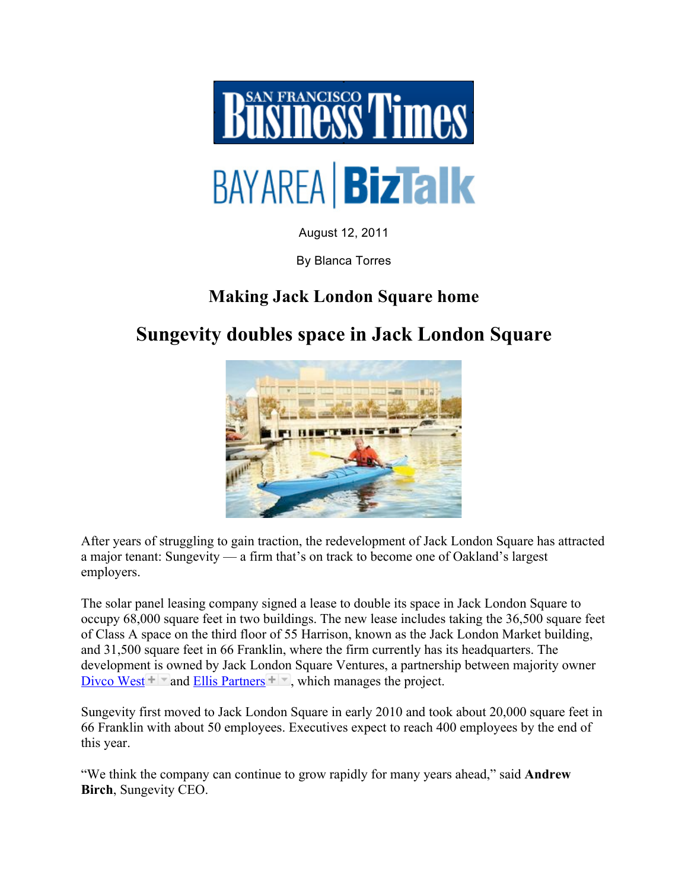SAN FRANCISCO Business Times

BAY AREA | BizTalk

August 12, 2011

By Blanca Torres

## Making Jack London Square home

# Sungevity doubles space in Jack London Square

After years of struggling to gain traction, the redevelopment of Jack London Square has attracted a major tenant: Sungevity — a firm that's on track to become one of Oakland's largest employers.

The solar panel leasing company signed a lease to double its space in Jack London Square to occupy 68,000 square feet in two buildings. The new lease includes taking the 36,500 square feet of Class A space on the third floor of 55 Harrison, known as the Jack London Market building, and 31,500 square feet in 66 Franklin, where the firm currently has its headquarters. The development is owned by Jack London Square Ventures, a partnership between majority owner Divco West and Ellis Partners, which manages the project.

Sungevity first moved to Jack London Square in early 2010 and took about 20,000 square feet in 66 Franklin with about 50 employees. Executives expect to reach 400 employees by the end of this year.

"We think the company can continue to grow rapidly for many years ahead," said **Andrew Birch**, Sungevity CEO.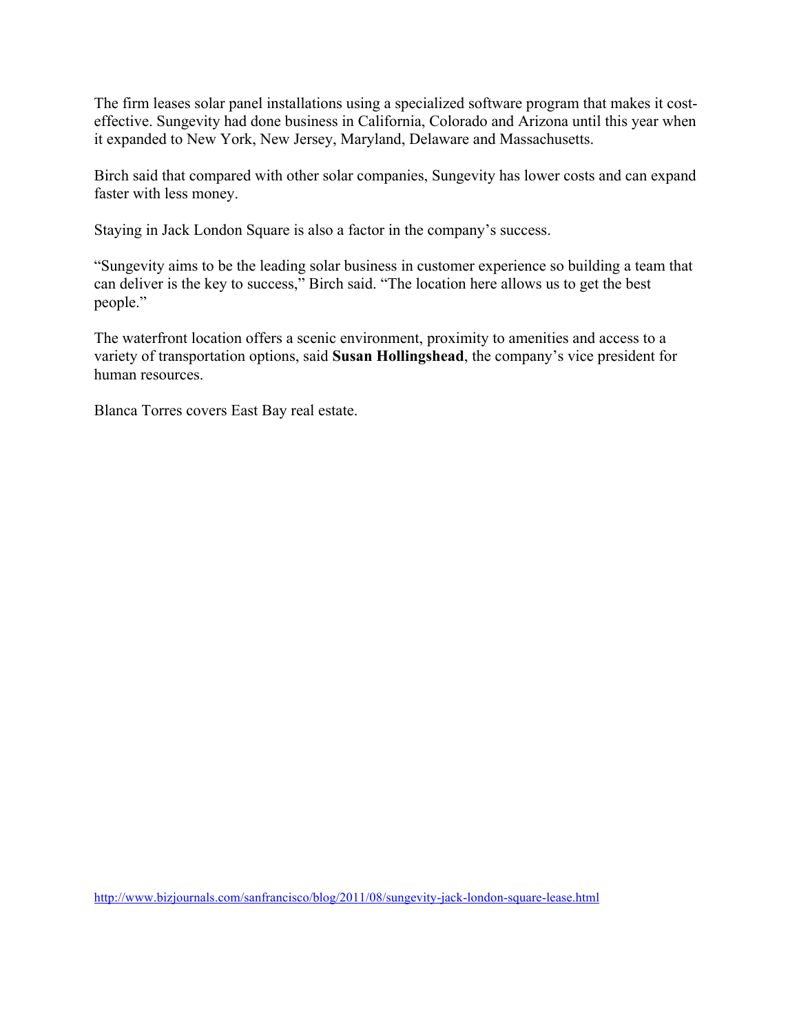The firm leases solar panel installations using a specialized software program that makes it cost-effective. Sungevity had done business in California, Colorado and Arizona until this year when it expanded to New York, New Jersey, Maryland, Delaware and Massachusetts.

Birch said that compared with other solar companies, Sungevity has lower costs and can expand faster with less money.

Staying in Jack London Square is also a factor in the company's success.

"Sungevity aims to be the leading solar business in customer experience so building a team that can deliver is the key to success," Birch said. "The location here allows us to get the best people."

The waterfront location offers a scenic environment, proximity to amenities and access to a variety of transportation options, said **Susan Hollingshead**, the company's vice president for human resources.

Blanca Torres covers East Bay real estate.

http://www.bizjournals.com/sanfrancisco/blog/2011/08/sungevity-jack-london-square-lease.html